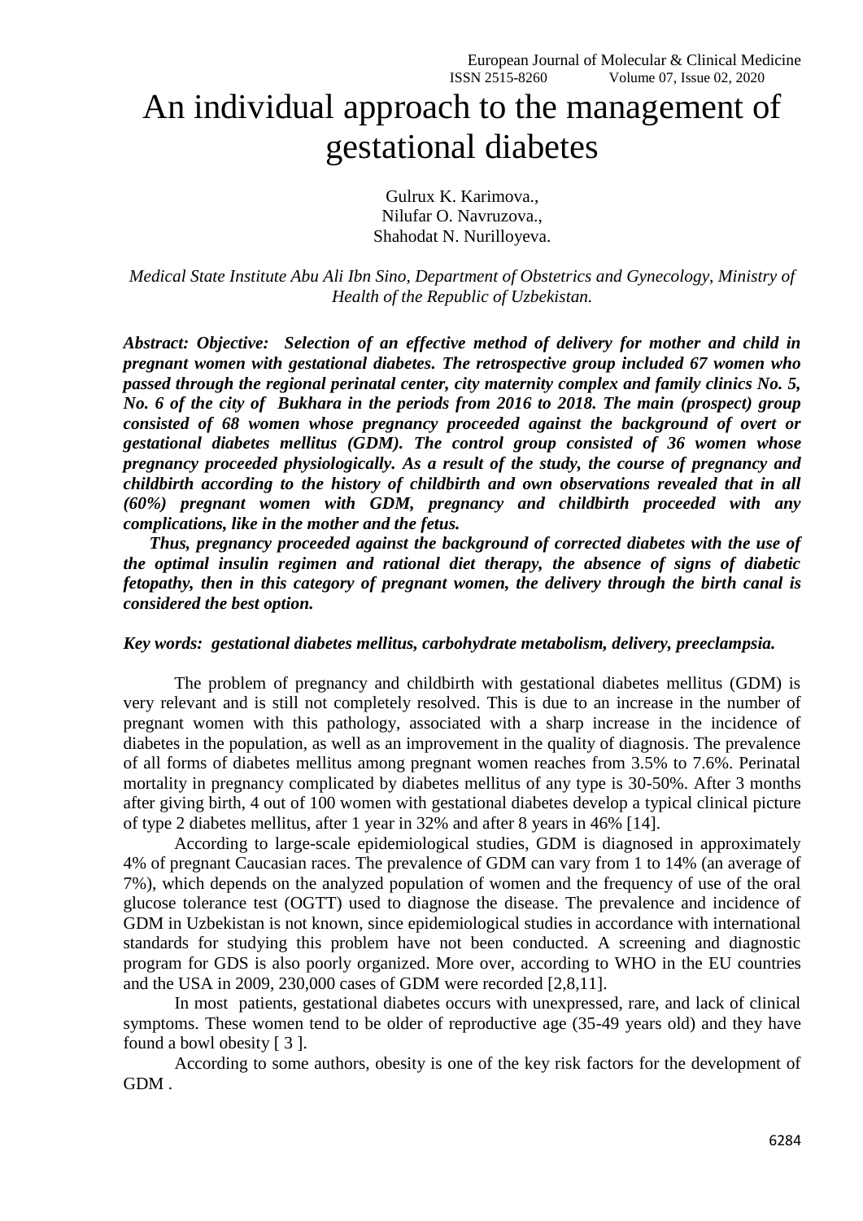# An individual approach to the management of gestational diabetes

Gulrux K. Karimova.,
Nilufar O. Navruzova.,
Shahodat N. Nurilloyeva.

*Medical State Institute Abu Ali Ibn Sino, Department of Obstetrics and Gynecology, Ministry of Health of the Republic of Uzbekistan.*

***Abstract: Objective: Selection of an effective method of delivery for mother and child in pregnant women with gestational diabetes. The retrospective group included 67 women who passed through the regional perinatal center, city maternity complex and family clinics No. 5, No. 6 of the city of Bukhara in the periods from 2016 to 2018. The main (prospect) group consisted of 68 women whose pregnancy proceeded against the background of overt or gestational diabetes mellitus (GDM). The control group consisted of 36 women whose pregnancy proceeded physiologically. As a result of the study, the course of pregnancy and childbirth according to the history of childbirth and own observations revealed that in all (60%) pregnant women with GDM, pregnancy and childbirth proceeded with any complications, like in the mother and the fetus.***

***Thus, pregnancy proceeded against the background of corrected diabetes with the use of the optimal insulin regimen and rational diet therapy, the absence of signs of diabetic fetopathy, then in this category of pregnant women, the delivery through the birth canal is considered the best option.***

***Key words: gestational diabetes mellitus, carbohydrate metabolism, delivery, preeclampsia.***

The problem of pregnancy and childbirth with gestational diabetes mellitus (GDM) is very relevant and is still not completely resolved. This is due to an increase in the number of pregnant women with this pathology, associated with a sharp increase in the incidence of diabetes in the population, as well as an improvement in the quality of diagnosis. The prevalence of all forms of diabetes mellitus among pregnant women reaches from 3.5% to 7.6%. Perinatal mortality in pregnancy complicated by diabetes mellitus of any type is 30-50%. After 3 months after giving birth, 4 out of 100 women with gestational diabetes develop a typical clinical picture of type 2 diabetes mellitus, after 1 year in 32% and after 8 years in 46% [14].

According to large-scale epidemiological studies, GDM is diagnosed in approximately 4% of pregnant Caucasian races. The prevalence of GDM can vary from 1 to 14% (an average of 7%), which depends on the analyzed population of women and the frequency of use of the oral glucose tolerance test (OGTT) used to diagnose the disease. The prevalence and incidence of GDM in Uzbekistan is not known, since epidemiological studies in accordance with international standards for studying this problem have not been conducted. A screening and diagnostic program for GDS is also poorly organized. More over, according to WHO in the EU countries and the USA in 2009, 230,000 cases of GDM were recorded [2,8,11].

In most patients, gestational diabetes occurs with unexpressed, rare, and lack of clinical symptoms. These women tend to be older of reproductive age (35-49 years old) and they have found a bowl obesity [ 3 ].

According to some authors, obesity is one of the key risk factors for the development of GDM .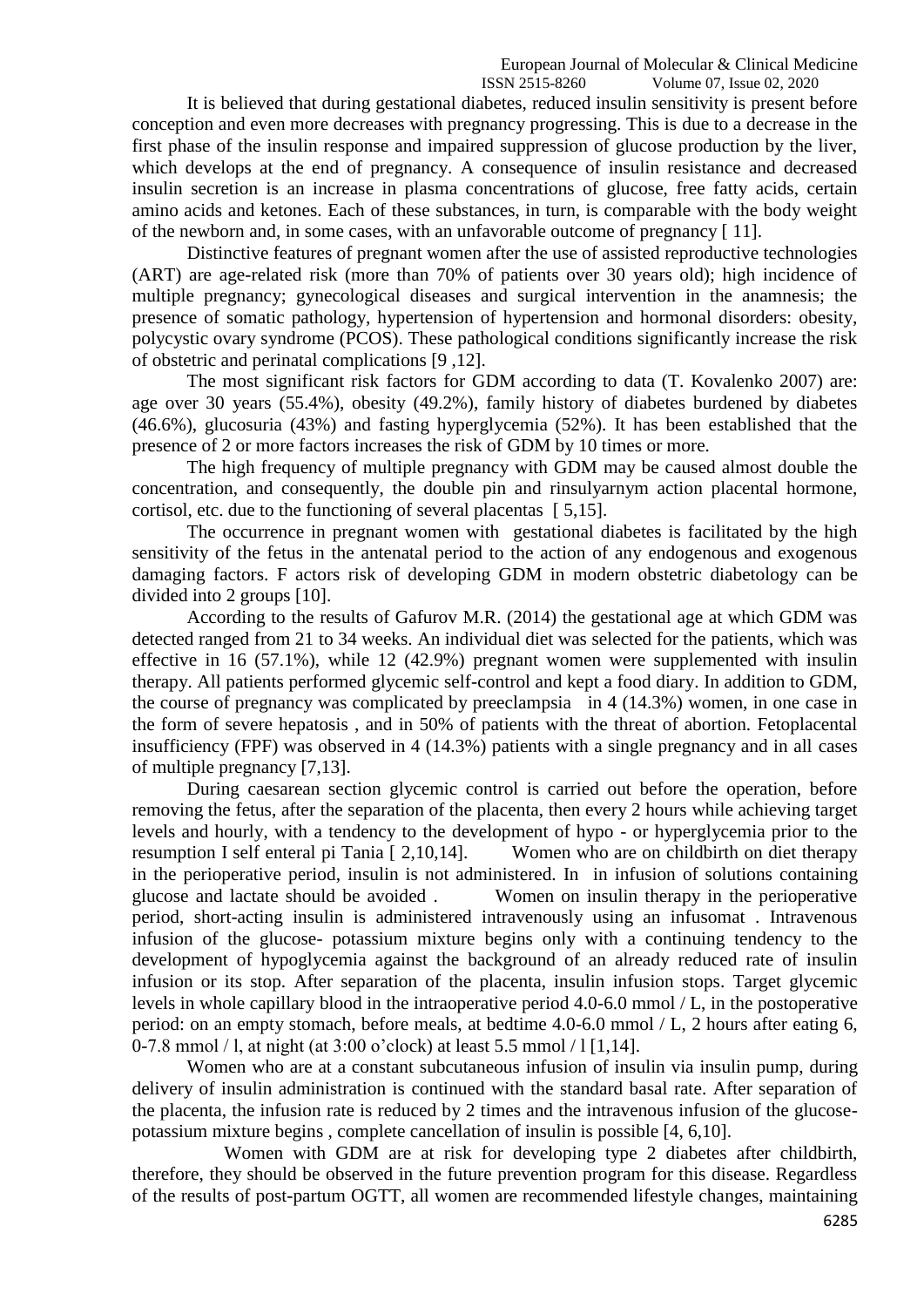It is believed that during gestational diabetes, reduced insulin sensitivity is present before conception and even more decreases with pregnancy progressing. This is due to a decrease in the first phase of the insulin response and impaired suppression of glucose production by the liver, which develops at the end of pregnancy. A consequence of insulin resistance and decreased insulin secretion is an increase in plasma concentrations of glucose, free fatty acids, certain amino acids and ketones. Each of these substances, in turn, is comparable with the body weight of the newborn and, in some cases, with an unfavorable outcome of pregnancy [ 11].

Distinctive features of pregnant women after the use of assisted reproductive technologies (ART) are age-related risk (more than 70% of patients over 30 years old); high incidence of multiple pregnancy; gynecological diseases and surgical intervention in the anamnesis; the presence of somatic pathology, hypertension of hypertension and hormonal disorders: obesity, polycystic ovary syndrome (PCOS). These pathological conditions significantly increase the risk of obstetric and perinatal complications [9 ,12].

The most significant risk factors for GDM according to data (T. Kovalenko 2007) are: age over 30 years (55.4%), obesity (49.2%), family history of diabetes burdened by diabetes (46.6%), glucosuria (43%) and fasting hyperglycemia (52%). It has been established that the presence of 2 or more factors increases the risk of GDM by 10 times or more.

The high frequency of multiple pregnancy with GDM may be caused almost double the concentration, and consequently, the double pin and rinsulyarnym action placental hormone, cortisol, etc. due to the functioning of several placentas [ 5,15].

The occurrence in pregnant women with gestational diabetes is facilitated by the high sensitivity of the fetus in the antenatal period to the action of any endogenous and exogenous damaging factors. F actors risk of developing GDM in modern obstetric diabetology can be divided into 2 groups [10].

According to the results of Gafurov M.R. (2014) the gestational age at which GDM was detected ranged from 21 to 34 weeks. An individual diet was selected for the patients, which was effective in 16 (57.1%), while 12 (42.9%) pregnant women were supplemented with insulin therapy. All patients performed glycemic self-control and kept a food diary. In addition to GDM, the course of pregnancy was complicated by preeclampsia in 4 (14.3%) women, in one case in the form of severe hepatosis , and in 50% of patients with the threat of abortion. Fetoplacental insufficiency (FPF) was observed in 4 (14.3%) patients with a single pregnancy and in all cases of multiple pregnancy [7,13].

During caesarean section glycemic control is carried out before the operation, before removing the fetus, after the separation of the placenta, then every 2 hours while achieving target levels and hourly, with a tendency to the development of hypo - or hyperglycemia prior to the resumption I self enteral pi Tania [ 2,10,14]. Women who are on childbirth on diet therapy in the perioperative period, insulin is not administered. In in infusion of solutions containing glucose and lactate should be avoided . Women on insulin therapy in the perioperative period, short-acting insulin is administered intravenously using an infusomat . Intravenous infusion of the glucose- potassium mixture begins only with a continuing tendency to the development of hypoglycemia against the background of an already reduced rate of insulin infusion or its stop. After separation of the placenta, insulin infusion stops. Target glycemic levels in whole capillary blood in the intraoperative period 4.0-6.0 mmol / L, in the postoperative period: on an empty stomach, before meals, at bedtime 4.0-6.0 mmol / L, 2 hours after eating 6, 0-7.8 mmol / l, at night (at 3:00 o'clock) at least 5.5 mmol / l [1,14].

Women who are at a constant subcutaneous infusion of insulin via insulin pump, during delivery of insulin administration is continued with the standard basal rate. After separation of the placenta, the infusion rate is reduced by 2 times and the intravenous infusion of the glucose-potassium mixture begins , complete cancellation of insulin is possible [4, 6,10].

Women with GDM are at risk for developing type 2 diabetes after childbirth, therefore, they should be observed in the future prevention program for this disease. Regardless of the results of post-partum OGTT, all women are recommended lifestyle changes, maintaining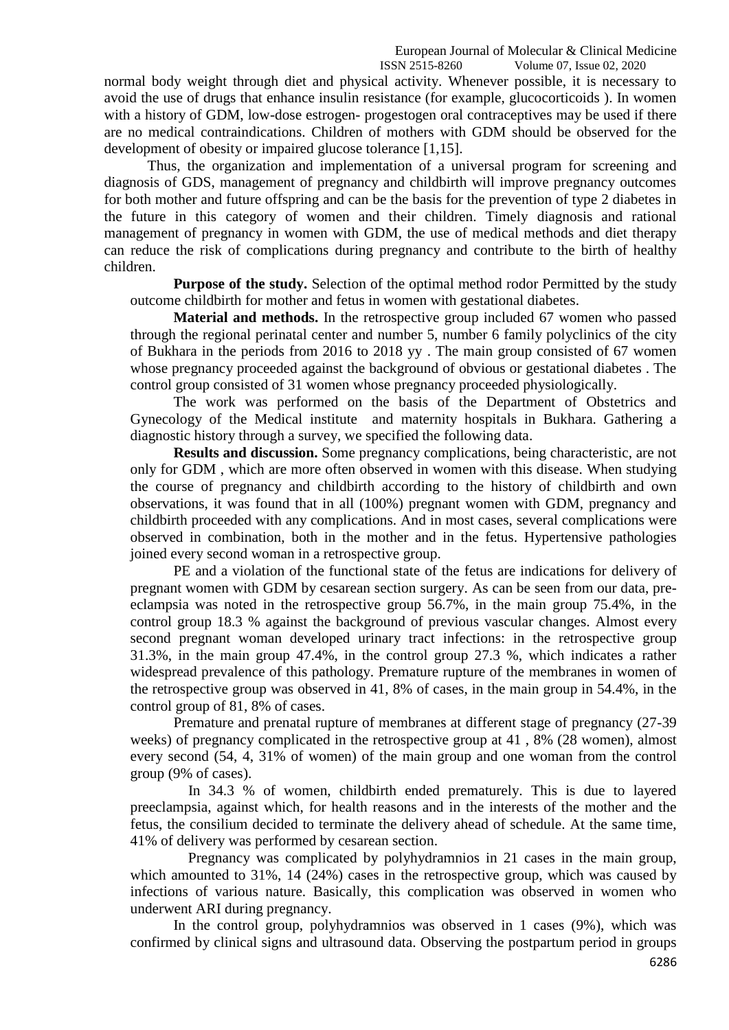normal body weight through diet and physical activity. Whenever possible, it is necessary to avoid the use of drugs that enhance insulin resistance (for example, glucocorticoids ). In women with a history of GDM, low-dose estrogen- progestogen oral contraceptives may be used if there are no medical contraindications. Children of mothers with GDM should be observed for the development of obesity or impaired glucose tolerance [1,15].

Thus, the organization and implementation of a universal program for screening and diagnosis of GDS, management of pregnancy and childbirth will improve pregnancy outcomes for both mother and future offspring and can be the basis for the prevention of type 2 diabetes in the future in this category of women and their children. Timely diagnosis and rational management of pregnancy in women with GDM, the use of medical methods and diet therapy can reduce the risk of complications during pregnancy and contribute to the birth of healthy children.

**Purpose of the study.** Selection of the optimal method rodor Permitted by the study outcome childbirth for mother and fetus in women with gestational diabetes.

**Material and methods.** In the retrospective group included 67 women who passed through the regional perinatal center and number 5, number 6 family polyclinics of the city of Bukhara in the periods from 2016 to 2018 yy . The main group consisted of 67 women whose pregnancy proceeded against the background of obvious or gestational diabetes . The control group consisted of 31 women whose pregnancy proceeded physiologically.

The work was performed on the basis of the Department of Obstetrics and Gynecology of the Medical institute and maternity hospitals in Bukhara. Gathering a diagnostic history through a survey, we specified the following data.

**Results and discussion.** Some pregnancy complications, being characteristic, are not only for GDM , which are more often observed in women with this disease. When studying the course of pregnancy and childbirth according to the history of childbirth and own observations, it was found that in all (100%) pregnant women with GDM, pregnancy and childbirth proceeded with any complications. And in most cases, several complications were observed in combination, both in the mother and in the fetus. Hypertensive pathologies joined every second woman in a retrospective group.

PE and a violation of the functional state of the fetus are indications for delivery of pregnant women with GDM by cesarean section surgery. As can be seen from our data, pre-eclampsia was noted in the retrospective group 56.7%, in the main group 75.4%, in the control group 18.3 % against the background of previous vascular changes. Almost every second pregnant woman developed urinary tract infections: in the retrospective group 31.3%, in the main group 47.4%, in the control group 27.3 %, which indicates a rather widespread prevalence of this pathology. Premature rupture of the membranes in women of the retrospective group was observed in 41, 8% of cases, in the main group in 54.4%, in the control group of 81, 8% of cases.

Premature and prenatal rupture of membranes at different stage of pregnancy (27-39 weeks) of pregnancy complicated in the retrospective group at 41 , 8% (28 women), almost every second (54, 4, 31% of women) of the main group and one woman from the control group (9% of cases).

In 34.3 % of women, childbirth ended prematurely. This is due to layered preeclampsia, against which, for health reasons and in the interests of the mother and the fetus, the consilium decided to terminate the delivery ahead of schedule. At the same time, 41% of delivery was performed by cesarean section.

Pregnancy was complicated by polyhydramnios in 21 cases in the main group, which amounted to 31%, 14 (24%) cases in the retrospective group, which was caused by infections of various nature. Basically, this complication was observed in women who underwent ARI during pregnancy.

In the control group, polyhydramnios was observed in 1 cases (9%), which was confirmed by clinical signs and ultrasound data. Observing the postpartum period in groups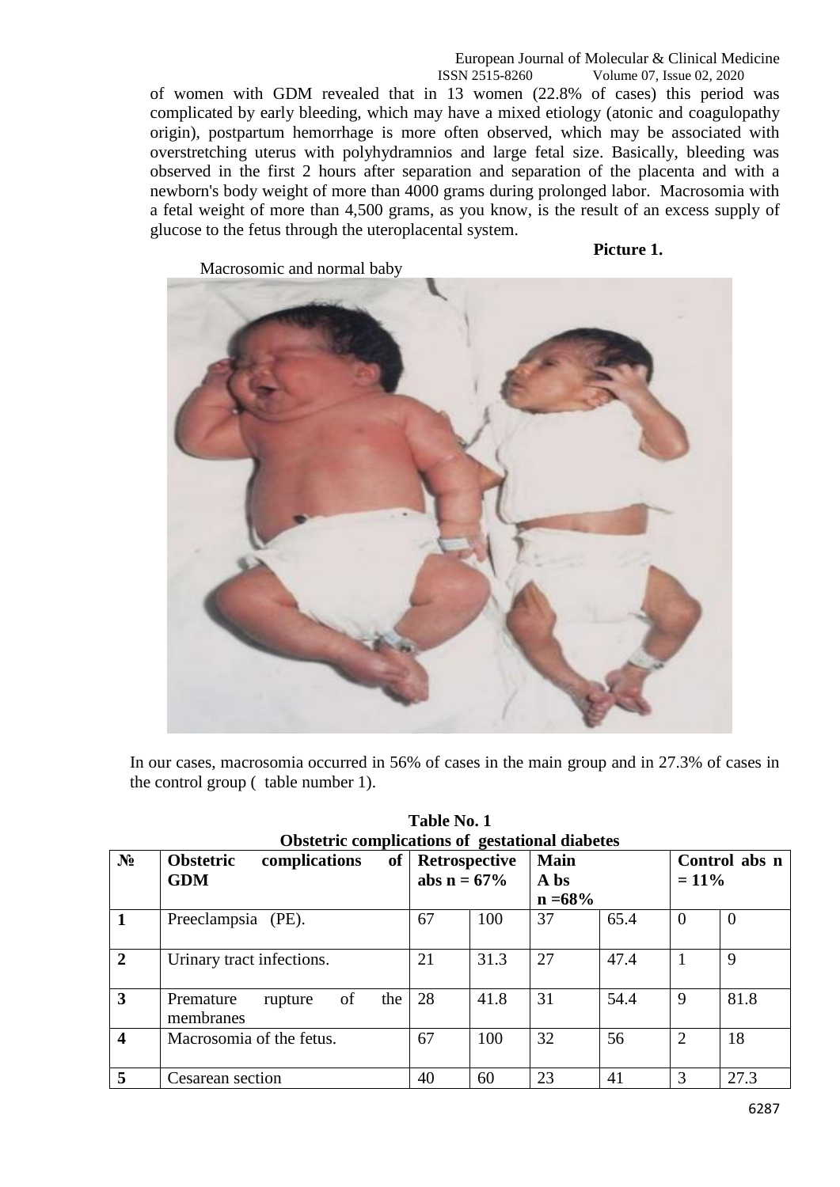of women with GDM revealed that in 13 women (22.8% of cases) this period was complicated by early bleeding, which may have a mixed etiology (atonic and coagulopathy origin), postpartum hemorrhage is more often observed, which may be associated with overstretching uterus with polyhydramnios and large fetal size. Basically, bleeding was observed in the first 2 hours after separation and separation of the placenta and with a newborn's body weight of more than 4000 grams during prolonged labor. Macrosomia with a fetal weight of more than 4,500 grams, as you know, is the result of an excess supply of glucose to the fetus through the uteroplacental system.

**Picture 1.**

Macrosomic and normal baby

In our cases, macrosomia occurred in 56% of cases in the main group and in 27.3% of cases in the control group ( table number 1).

**Table No. 1**
**Obstetric complications of gestational diabetes**

| № | Obstetric complications of GDM | Retrospective abs n = 67% | | Main A bs n =68% | | Control abs n = 11% | |
|---|---|---|---|---|---|---|---|
| 1 | Preeclampsia (PE). | 67 | 100 | 37 | 65.4 | 0 | 0 |
| 2 | Urinary tract infections. | 21 | 31.3 | 27 | 47.4 | 1 | 9 |
| 3 | Premature rupture of the membranes | 28 | 41.8 | 31 | 54.4 | 9 | 81.8 |
| 4 | Macrosomia of the fetus. | 67 | 100 | 32 | 56 | 2 | 18 |
| 5 | Cesarean section | 40 | 60 | 23 | 41 | 3 | 27.3 |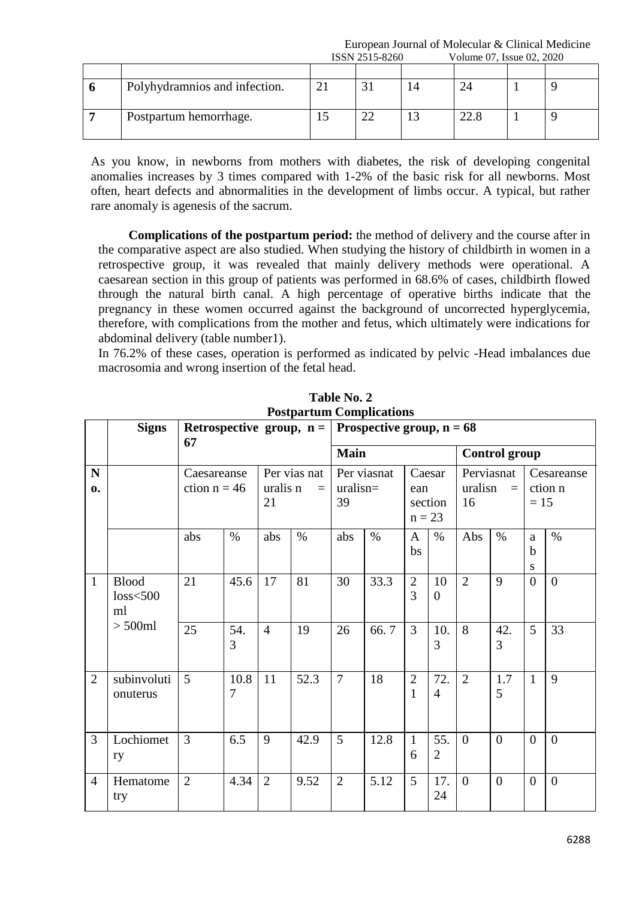| | | | | | | | |
|---|---|---|---|---|---|---|---|
| 6 | Polyhydramnios and infection. | 21 | 31 | 14 | 24 | 1 | 9 |
| 7 | Postpartum hemorrhage. | 15 | 22 | 13 | 22.8 | 1 | 9 |

As you know, in newborns from mothers with diabetes, the risk of developing congenital anomalies increases by 3 times compared with 1-2% of the basic risk for all newborns. Most often, heart defects and abnormalities in the development of limbs occur. A typical, but rather rare anomaly is agenesis of the sacrum.

**Complications of the postpartum period:** the method of delivery and the course after in the comparative aspect are also studied. When studying the history of childbirth in women in a retrospective group, it was revealed that mainly delivery methods were operational. A caesarean section in this group of patients was performed in 68.6% of cases, childbirth flowed through the natural birth canal. A high percentage of operative births indicate that the pregnancy in these women occurred against the background of uncorrected hyperglycemia, therefore, with complications from the mother and fetus, which ultimately were indications for abdominal delivery (table number1).

In 76.2% of these cases, operation is performed as indicated by pelvic -Head imbalances due macrosomia and wrong insertion of the fetal head.

**Table No. 2**
**Postpartum Complications**

| | **Signs** | **Retrospective group, n = 67** | | | | **Prospective group, n = 68** | | | | | | | |
|---|---|---|---|---|---|---|---|---|---|---|---|---|---|
| | | | | | | **Main** | | | | **Control group** | | | |
| **No.** | | Caesareanse ction n = 46 | | Per vias nat uralis n = 21 | | Per viasnat uralisn= 39 | | Caesarean section n = 23 | | Perviasnat uralisn = 16 | | Cesareanse ction n = 15 | |
| | | abs | % | abs | % | abs | % | Abs | % | Abs | % | abs | % |
| 1 | Blood loss<500 ml | 21 | 45.6 | 17 | 81 | 30 | 33.3 | 23 | 100 | 2 | 9 | 0 | 0 |
| | > 500ml | 25 | 54.3 | 4 | 19 | 26 | 66. 7 | 3 | 10.3 | 8 | 42.3 | 5 | 33 |
| 2 | subinvoluti onuterus | 5 | 10.87 | 11 | 52.3 | 7 | 18 | 21 | 72.4 | 2 | 1.75 | 1 | 9 |
| 3 | Lochiometry | 3 | 6.5 | 9 | 42.9 | 5 | 12.8 | 16 | 55.2 | 0 | 0 | 0 | 0 |
| 4 | Hematometry | 2 | 4.34 | 2 | 9.52 | 2 | 5.12 | 5 | 17.24 | 0 | 0 | 0 | 0 |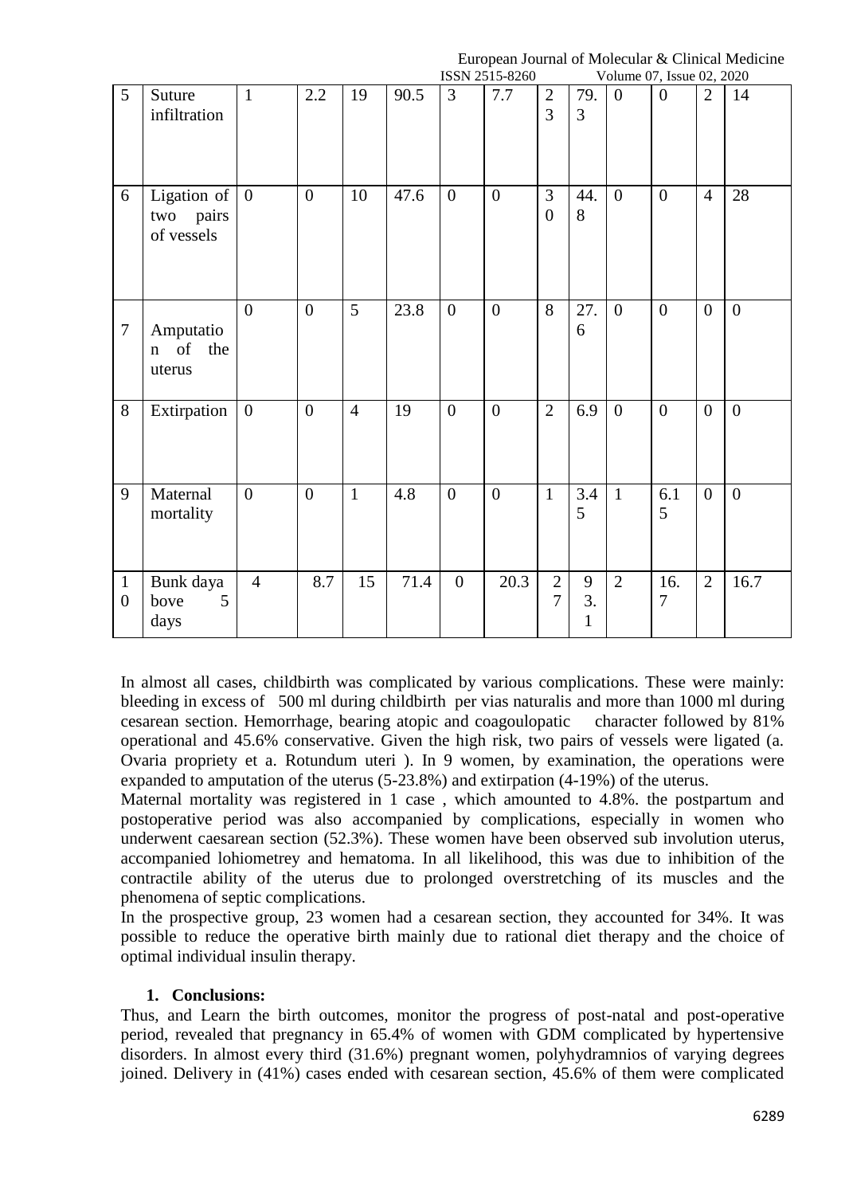| 5 | Suture infiltration | 1 | 2.2 | 19 | 90.5 | 3 | 7.7 | 23 | 79.3 | 0 | 0 | 2 | 14 |
|---|---|---|---|---|---|---|---|---|---|---|---|---|---|
| 6 | Ligation of two pairs of vessels | 0 | 0 | 10 | 47.6 | 0 | 0 | 30 | 44.8 | 0 | 0 | 4 | 28 |
| 7 | Amputation of the uterus | 0 | 0 | 5 | 23.8 | 0 | 0 | 8 | 27.6 | 0 | 0 | 0 | 0 |
| 8 | Extirpation | 0 | 0 | 4 | 19 | 0 | 0 | 2 | 6.9 | 0 | 0 | 0 | 0 |
| 9 | Maternal mortality | 0 | 0 | 1 | 4.8 | 0 | 0 | 1 | 3.45 | 1 | 6.15 | 0 | 0 |
| 10 | Bunk daya bove 5 days | 4 | 8.7 | 15 | 71.4 | 0 | 20.3 | 27 | 93.1 | 2 | 16.7 | 2 | 16.7 |

In almost all cases, childbirth was complicated by various complications. These were mainly: bleeding in excess of 500 ml during childbirth per vias naturalis and more than 1000 ml during cesarean section. Hemorrhage, bearing atopic and coagoulopatic character followed by 81% operational and 45.6% conservative. Given the high risk, two pairs of vessels were ligated (a. Ovaria propriety et a. Rotundum uteri ). In 9 women, by examination, the operations were expanded to amputation of the uterus (5-23.8%) and extirpation (4-19%) of the uterus.

Maternal mortality was registered in 1 case , which amounted to 4.8%. the postpartum and postoperative period was also accompanied by complications, especially in women who underwent caesarean section (52.3%). These women have been observed sub involution uterus, accompanied lohiometrey and hematoma. In all likelihood, this was due to inhibition of the contractile ability of the uterus due to prolonged overstretching of its muscles and the phenomena of septic complications.

In the prospective group, 23 women had a cesarean section, they accounted for 34%. It was possible to reduce the operative birth mainly due to rational diet therapy and the choice of optimal individual insulin therapy.

## 1. Conclusions:

Thus, and Learn the birth outcomes, monitor the progress of post-natal and post-operative period, revealed that pregnancy in 65.4% of women with GDM complicated by hypertensive disorders. In almost every third (31.6%) pregnant women, polyhydramnios of varying degrees joined. Delivery in (41%) cases ended with cesarean section, 45.6% of them were complicated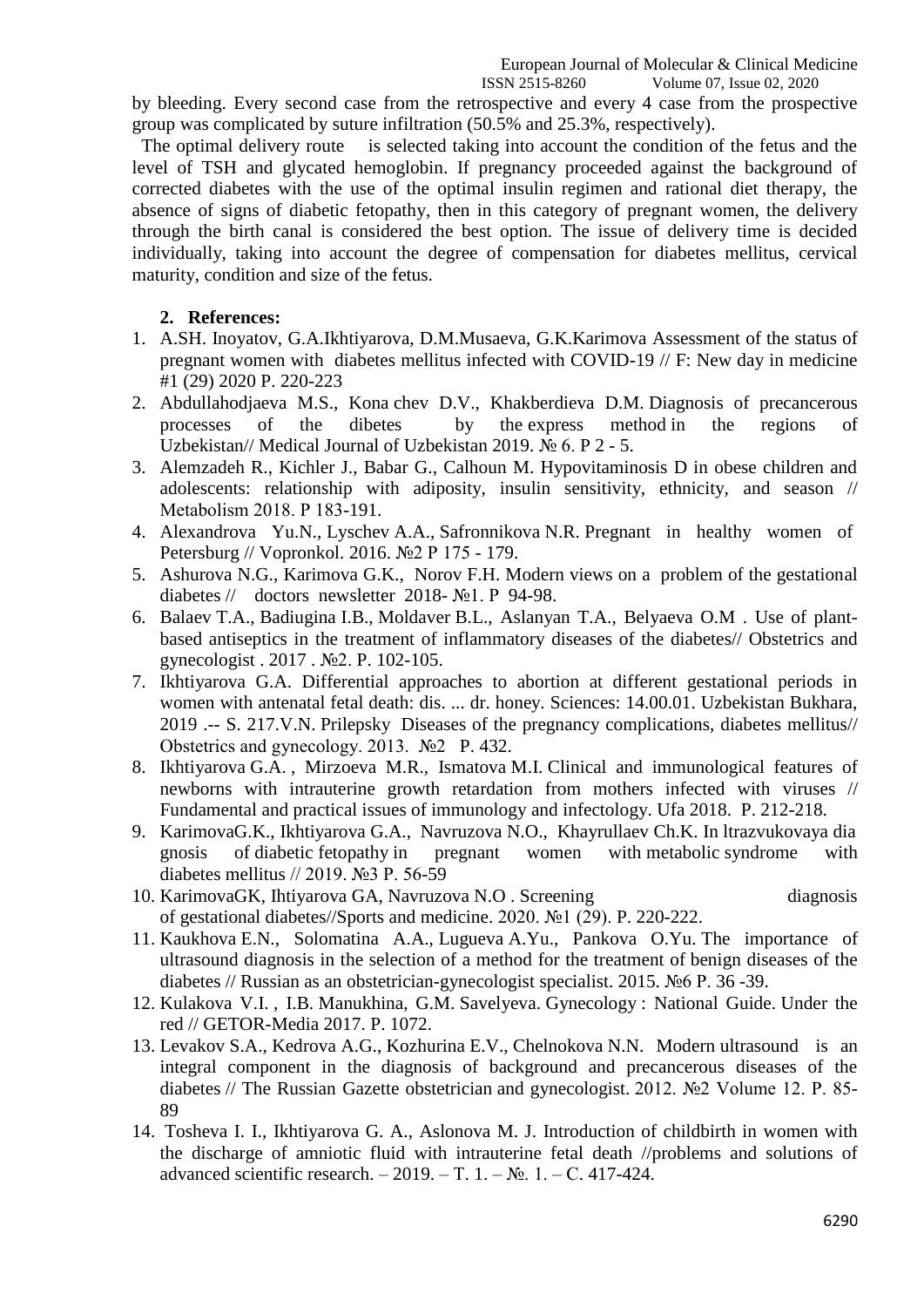by bleeding. Every second case from the retrospective and every 4 case from the prospective group was complicated by suture infiltration (50.5% and 25.3%, respectively).

The optimal delivery route is selected taking into account the condition of the fetus and the level of TSH and glycated hemoglobin. If pregnancy proceeded against the background of corrected diabetes with the use of the optimal insulin regimen and rational diet therapy, the absence of signs of diabetic fetopathy, then in this category of pregnant women, the delivery through the birth canal is considered the best option. The issue of delivery time is decided individually, taking into account the degree of compensation for diabetes mellitus, cervical maturity, condition and size of the fetus.

## 2. References:

1. A.SH. Inoyatov, G.A.Ikhtiyarova, D.M.Musaeva, G.K.Karimova Assessment of the status of pregnant women with diabetes mellitus infected with COVID-19 // F: New day in medicine #1 (29) 2020 P. 220-223
2. Abdullahodjaeva M.S., Kona chev D.V., Khakberdieva D.M. Diagnosis of precancerous processes of the dibetes by the express method in the regions of Uzbekistan// Medical Journal of Uzbekistan 2019. № 6. P 2 - 5.
3. Alemzadeh R., Kichler J., Babar G., Calhoun M. Hypovitaminosis D in obese children and adolescents: relationship with adiposity, insulin sensitivity, ethnicity, and season // Metabolism 2018. P 183-191.
4. Alexandrova Yu.N., Lyschev A.A., Safronnikova N.R. Pregnant in healthy women of Petersburg // Vopronkol. 2016. №2 P 175 - 179.
5. Ashurova N.G., Karimova G.K., Norov F.H. Modern views on a problem of the gestational diabetes // doctors newsletter 2018- №1. P 94-98.
6. Balaev T.A., Badiugina I.B., Moldaver B.L., Aslanyan T.A., Belyaeva O.M . Use of plant-based antiseptics in the treatment of inflammatory diseases of the diabetes// Obstetrics and gynecologist . 2017 . №2. P. 102-105.
7. Ikhtiyarova G.A. Differential approaches to abortion at different gestational periods in women with antenatal fetal death: dis. ... dr. honey. Sciences: 14.00.01. Uzbekistan Bukhara, 2019 .-- S. 217.V.N. Prilepsky Diseases of the pregnancy complications, diabetes mellitus// Obstetrics and gynecology. 2013. №2 P. 432.
8. Ikhtiyarova G.A. , Mirzoeva M.R., Ismatova M.I. Clinical and immunological features of newborns with intrauterine growth retardation from mothers infected with viruses // Fundamental and practical issues of immunology and infectology. Ufa 2018. P. 212-218.
9. KarimovaG.K., Ikhtiyarova G.A., Navruzova N.O., Khayrullaev Ch.K. In ltrazvukovaya dia gnosis of diabetic fetopathy in pregnant women with metabolic syndrome with diabetes mellitus // 2019. №3 P. 56-59
10. KarimovaGK, Ihtiyarova GA, Navruzova N.O . Screening diagnosis of gestational diabetes//Sports and medicine. 2020. №1 (29). P. 220-222.
11. Kaukhova E.N., Solomatina A.A., Lugueva A.Yu., Pankova O.Yu. The importance of ultrasound diagnosis in the selection of a method for the treatment of benign diseases of the diabetes // Russian as an obstetrician-gynecologist specialist. 2015. №6 P. 36 -39.
12. Kulakova V.I. , I.B. Manukhina, G.M. Savelyeva. Gynecology : National Guide. Under the red // GETOR-Media 2017. P. 1072.
13. Levakov S.A., Kedrova A.G., Kozhurina E.V., Chelnokova N.N. Modern ultrasound is an integral component in the diagnosis of background and precancerous diseases of the diabetes // The Russian Gazette obstetrician and gynecologist. 2012. №2 Volume 12. P. 85-89
14. Tosheva I. I., Ikhtiyarova G. A., Aslonova M. J. Introduction of childbirth in women with the discharge of amniotic fluid with intrauterine fetal death //problems and solutions of advanced scientific research. – 2019. – Т. 1. – №. 1. – С. 417-424.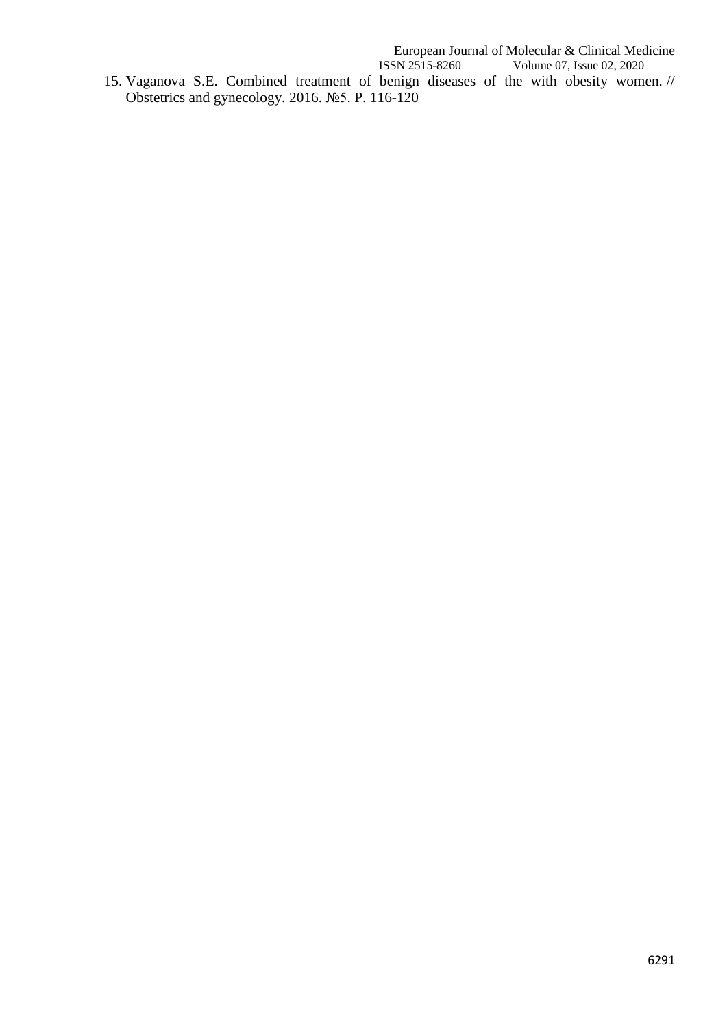15. Vaganova S.E. Combined treatment of benign diseases of the with obesity women. // Obstetrics and gynecology. 2016. №5. P. 116-120